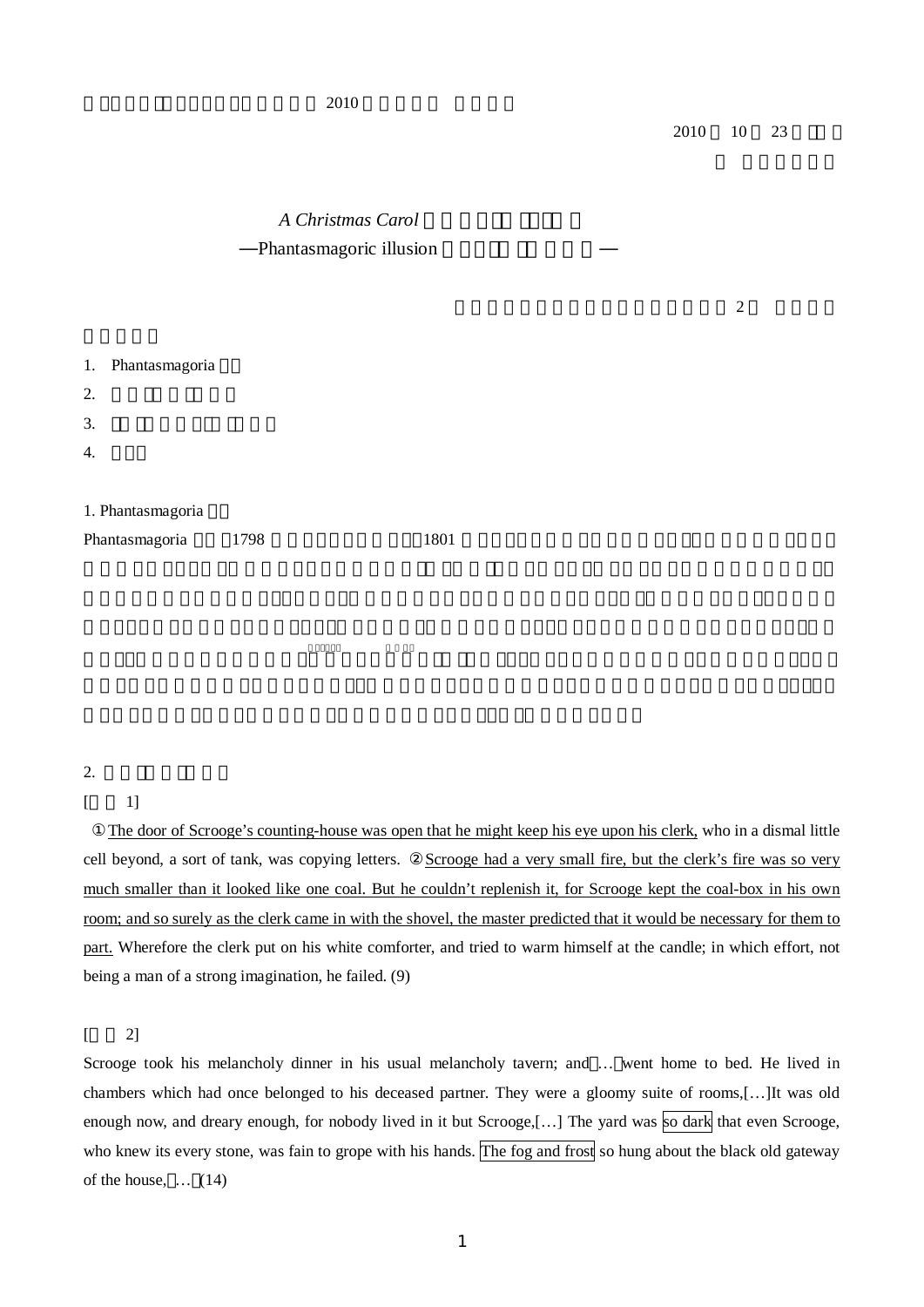2010

2010 10 23

## *A Christmas Carol*

### —Phantasmagoric illusion —

2

1. Phantasmagoria
2.
3.
4.

### 1. Phantasmagoria

Phantasmagoria 1798 1801

### 2.

[ 1]

① The door of Scrooge's counting-house was open that he might keep his eye upon his clerk, who in a dismal little cell beyond, a sort of tank, was copying letters. ② Scrooge had a very small fire, but the clerk's fire was so very much smaller than it looked like one coal. But he couldn't replenish it, for Scrooge kept the coal-box in his own room; and so surely as the clerk came in with the shovel, the master predicted that it would be necessary for them to part. Wherefore the clerk put on his white comforter, and tried to warm himself at the candle; in which effort, not being a man of a strong imagination, he failed. (9)

[ 2]

Scrooge took his melancholy dinner in his usual melancholy tavern; and … went home to bed. He lived in chambers which had once belonged to his deceased partner. They were a gloomy suite of rooms,[…]It was old enough now, and dreary enough, for nobody lived in it but Scrooge,[…] The yard was so dark that even Scrooge, who knew its every stone, was fain to grope with his hands. The fog and frost so hung about the black old gateway of the house, … (14)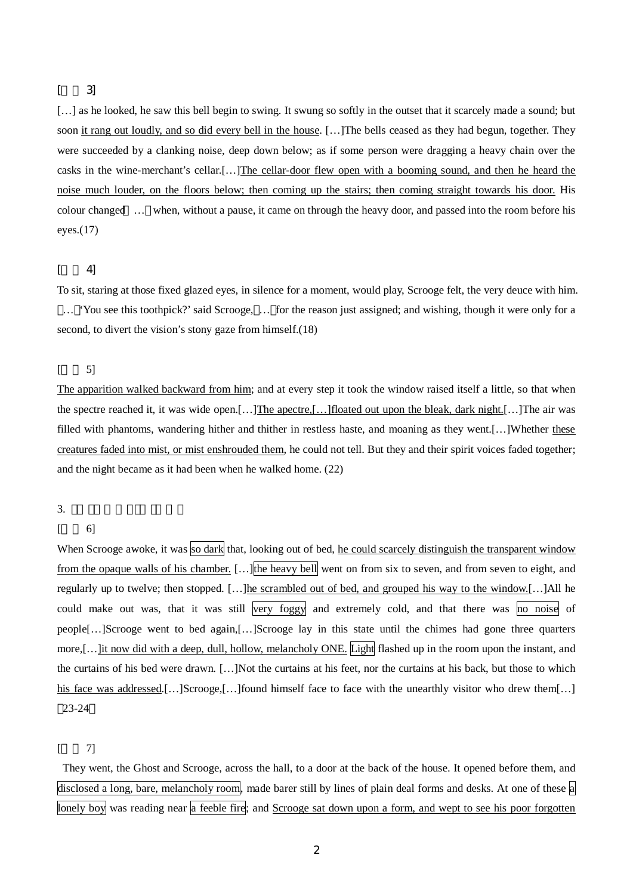[ 3]

[…] as he looked, he saw this bell begin to swing. It swung so softly in the outset that it scarcely made a sound; but soon it rang out loudly, and so did every bell in the house. […]The bells ceased as they had begun, together. They were succeeded by a clanking noise, deep down below; as if some person were dragging a heavy chain over the casks in the wine-merchant's cellar.[…]The cellar-door flew open with a booming sound, and then he heard the noise much louder, on the floors below; then coming up the stairs; then coming straight towards his door. His colour changed[…] when, without a pause, it came on through the heavy door, and passed into the room before his eyes.(17)

[ 4]

To sit, staring at those fixed glazed eyes, in silence for a moment, would play, Scrooge felt, the very deuce with him. […]'You see this toothpick?' said Scrooge,[…]for the reason just assigned; and wishing, though it were only for a second, to divert the vision's stony gaze from himself.(18)

[ 5]

The apparition walked backward from him; and at every step it took the window raised itself a little, so that when the spectre reached it, it was wide open.[…]The apectre,[…]floated out upon the bleak, dark night.[…]The air was filled with phantoms, wandering hither and thither in restless haste, and moaning as they went.[…]Whether these creatures faded into mist, or mist enshrouded them, he could not tell. But they and their spirit voices faded together; and the night became as it had been when he walked home. (22)

3.

[ 6]

When Scrooge awoke, it was so dark that, looking out of bed, he could scarcely distinguish the transparent window from the opaque walls of his chamber. […]the heavy bell went on from six to seven, and from seven to eight, and regularly up to twelve; then stopped. […]he scrambled out of bed, and grouped his way to the window.[…]All he could make out was, that it was still very foggy and extremely cold, and that there was no noise of people[…]Scrooge went to bed again,[…]Scrooge lay in this state until the chimes had gone three quarters more,[…]it now did with a deep, dull, hollow, melancholy ONE. Light flashed up in the room upon the instant, and the curtains of his bed were drawn. […]Not the curtains at his feet, nor the curtains at his back, but those to which his face was addressed.[…]Scrooge,[…]found himself face to face with the unearthly visitor who drew them[…] (23-24)

[ 7]

They went, the Ghost and Scrooge, across the hall, to a door at the back of the house. It opened before them, and disclosed a long, bare, melancholy room, made barer still by lines of plain deal forms and desks. At one of these a lonely boy was reading near a feeble fire; and Scrooge sat down upon a form, and wept to see his poor forgotten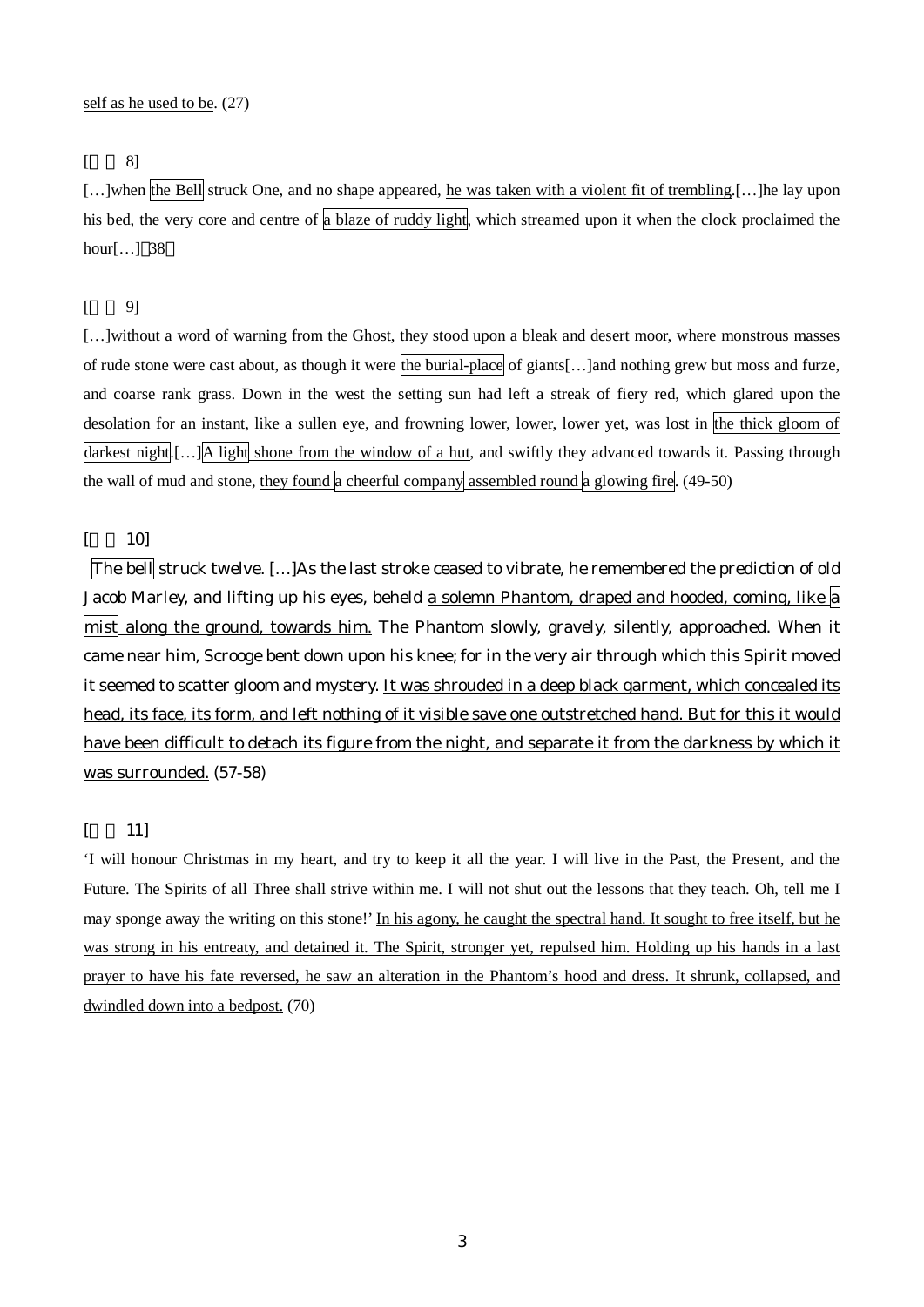self as he used to be. (27)

[ 8]

[…]when the Bell struck One, and no shape appeared, he was taken with a violent fit of trembling.[…]he lay upon his bed, the very core and centre of a blaze of ruddy light, which streamed upon it when the clock proclaimed the hour[…] 38

[ 9]

[…]without a word of warning from the Ghost, they stood upon a bleak and desert moor, where monstrous masses of rude stone were cast about, as though it were the burial-place of giants[…]and nothing grew but moss and furze, and coarse rank grass. Down in the west the setting sun had left a streak of fiery red, which glared upon the desolation for an instant, like a sullen eye, and frowning lower, lower, lower yet, was lost in the thick gloom of darkest night.[…]A light shone from the window of a hut, and swiftly they advanced towards it. Passing through the wall of mud and stone, they found a cheerful company assembled round a glowing fire. (49-50)

[ 10]

The bell struck twelve. […]As the last stroke ceased to vibrate, he remembered the prediction of old Jacob Marley, and lifting up his eyes, beheld a solemn Phantom, draped and hooded, coming, like a mist along the ground, towards him. The Phantom slowly, gravely, silently, approached. When it came near him, Scrooge bent down upon his knee; for in the very air through which this Spirit moved it seemed to scatter gloom and mystery. It was shrouded in a deep black garment, which concealed its head, its face, its form, and left nothing of it visible save one outstretched hand. But for this it would have been difficult to detach its figure from the night, and separate it from the darkness by which it was surrounded. (57-58)

[ 11]

'I will honour Christmas in my heart, and try to keep it all the year. I will live in the Past, the Present, and the Future. The Spirits of all Three shall strive within me. I will not shut out the lessons that they teach. Oh, tell me I may sponge away the writing on this stone!' In his agony, he caught the spectral hand. It sought to free itself, but he was strong in his entreaty, and detained it. The Spirit, stronger yet, repulsed him. Holding up his hands in a last prayer to have his fate reversed, he saw an alteration in the Phantom's hood and dress. It shrunk, collapsed, and dwindled down into a bedpost. (70)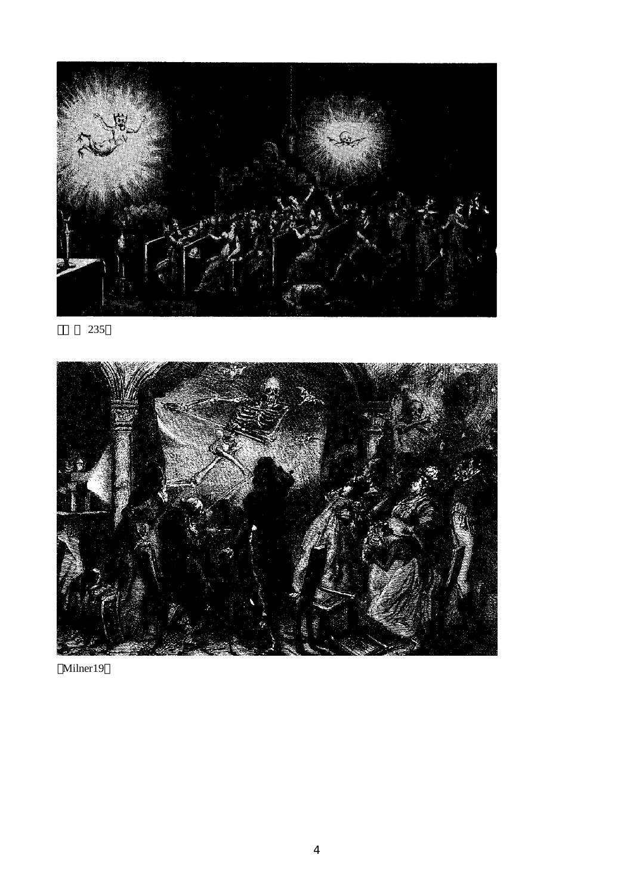235

Milner19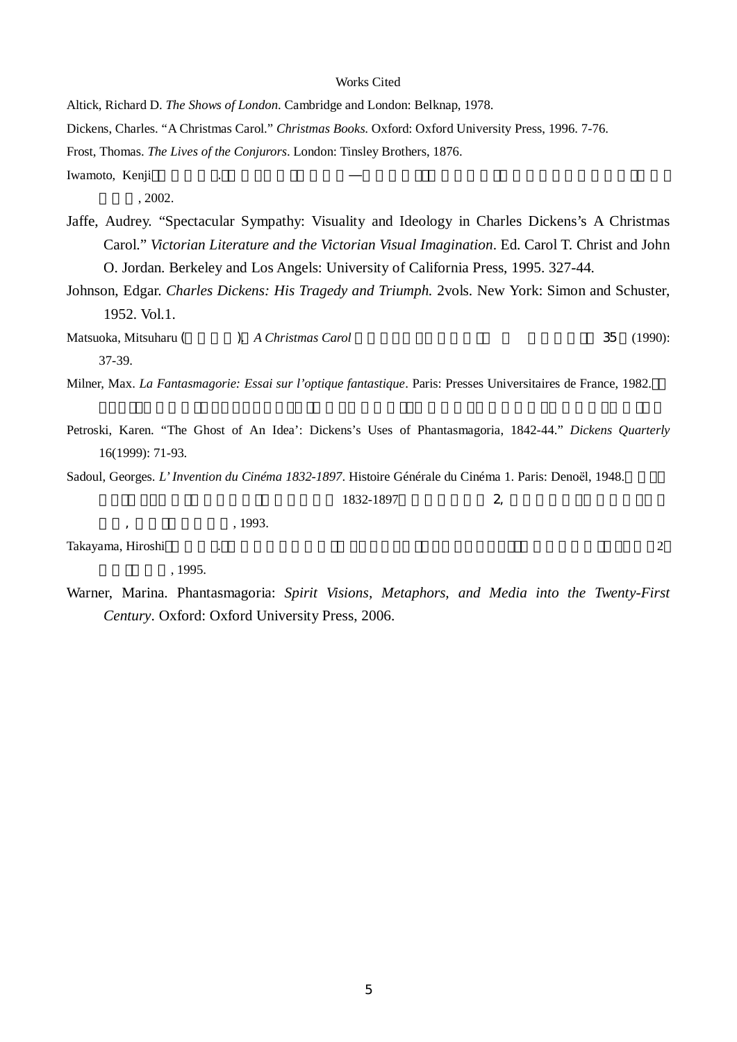Works Cited

Altick, Richard D. *The Shows of London*. Cambridge and London: Belknap, 1978.

Dickens, Charles. "A Christmas Carol." *Christmas Books*. Oxford: Oxford University Press, 1996. 7-76.

Frost, Thomas. *The Lives of the Conjurors*. London: Tinsley Brothers, 1876.

Iwamoto, Kenji . — , 2002.

Jaffe, Audrey. "Spectacular Sympathy: Visuality and Ideology in Charles Dickens's A Christmas Carol." *Victorian Literature and the Victorian Visual Imagination*. Ed. Carol T. Christ and John O. Jordan. Berkeley and Los Angels: University of California Press, 1995. 327-44.

Johnson, Edgar. *Charles Dickens: His Tragedy and Triumph.* 2vols. New York: Simon and Schuster, 1952. Vol.1.

Matsuoka, Mitsuharu ( ) *A Christmas Carol* 35 (1990): 37-39.

Milner, Max. *La Fantasmagorie: Essai sur l'optique fantastique*. Paris: Presses Universitaires de France, 1982.

Petroski, Karen. "The Ghost of An Idea': Dickens's Uses of Phantasmagoria, 1842-44." *Dickens Quarterly* 16(1999): 71-93.

Sadoul, Georges. *L' Invention du Cinéma 1832-1897*. Histoire Générale du Cinéma 1. Paris: Denoël, 1948. 1832-1897 2, , , 1993.

Takayama, Hiroshi . 2 , 1995.

Warner, Marina. Phantasmagoria: *Spirit Visions, Metaphors, and Media into the Twenty-First Century*. Oxford: Oxford University Press, 2006.